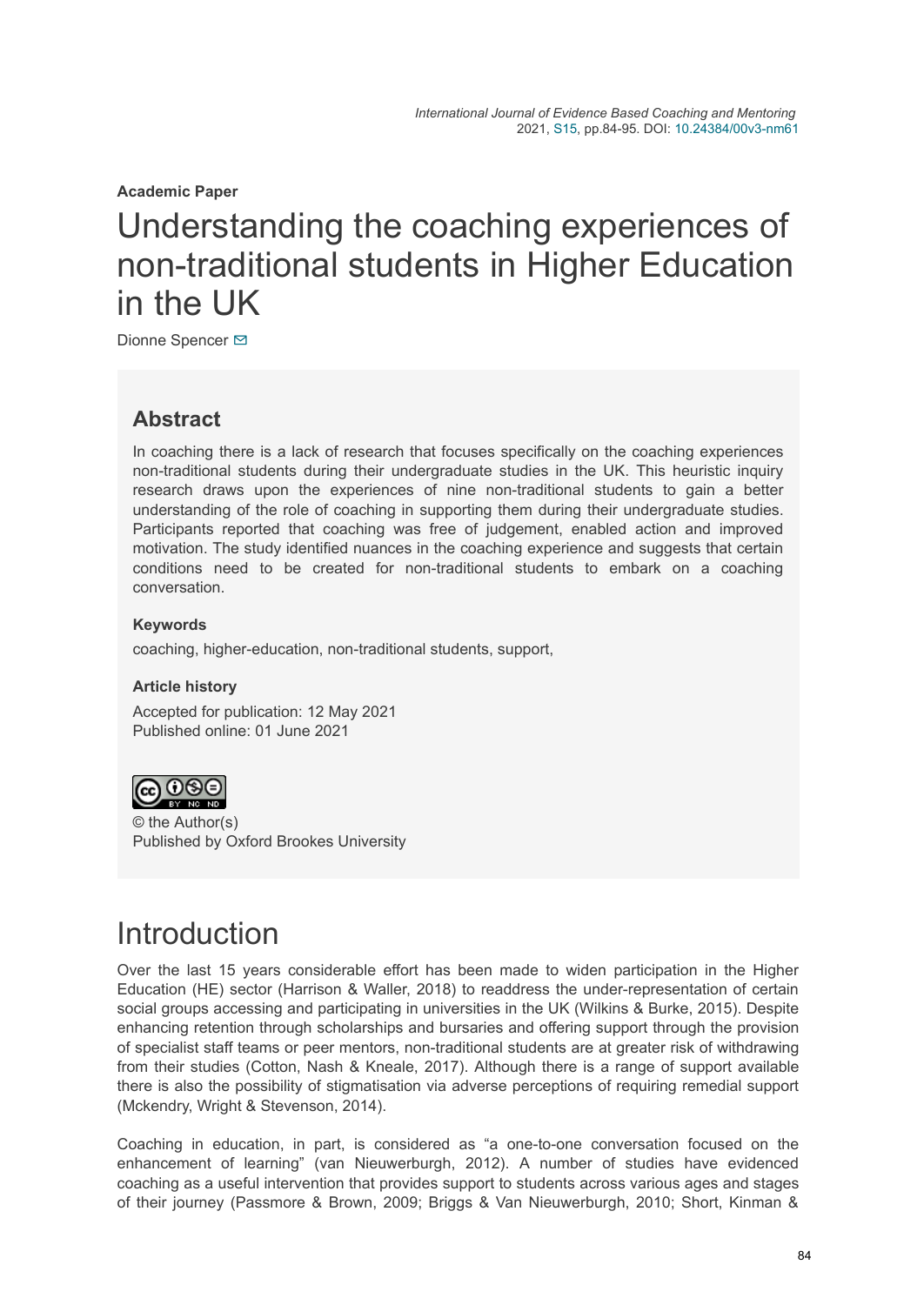Academic Paper

# Understanding the coaching experiences of non-traditional students in Higher Education in the UK

Dionne Spencer

## Abstract

In coaching there is a lack of research that focuses specifically on the coaching experiences non-traditional students during their undergraduate studies in the UK. This heuristic inquiry research draws upon the experiences of nine non-traditional students to gain a better understanding of the role of coaching in supporting them during their undergraduate studies. Participants reported that coaching was free of judgement, enabled action and improved motivation. The study identified nuances in the coaching experience and suggests that certain conditions need to be created for non-traditional students to embark on a coaching conversation.

### Keywords

coaching, higher-education, non-traditional students, support,

### Article history

Accepted for publication: 12 May 2021
Published online: 01 June 2021

© the Author(s)
Published by Oxford Brookes University

# Introduction

Over the last 15 years considerable effort has been made to widen participation in the Higher Education (HE) sector (Harrison & Waller, 2018) to readdress the under-representation of certain social groups accessing and participating in universities in the UK (Wilkins & Burke, 2015). Despite enhancing retention through scholarships and bursaries and offering support through the provision of specialist staff teams or peer mentors, non-traditional students are at greater risk of withdrawing from their studies (Cotton, Nash & Kneale, 2017). Although there is a range of support available there is also the possibility of stigmatisation via adverse perceptions of requiring remedial support (Mckendry, Wright & Stevenson, 2014).

Coaching in education, in part, is considered as "a one-to-one conversation focused on the enhancement of learning" (van Nieuwerburgh, 2012). A number of studies have evidenced coaching as a useful intervention that provides support to students across various ages and stages of their journey (Passmore & Brown, 2009; Briggs & Van Nieuwerburgh, 2010; Short, Kinman &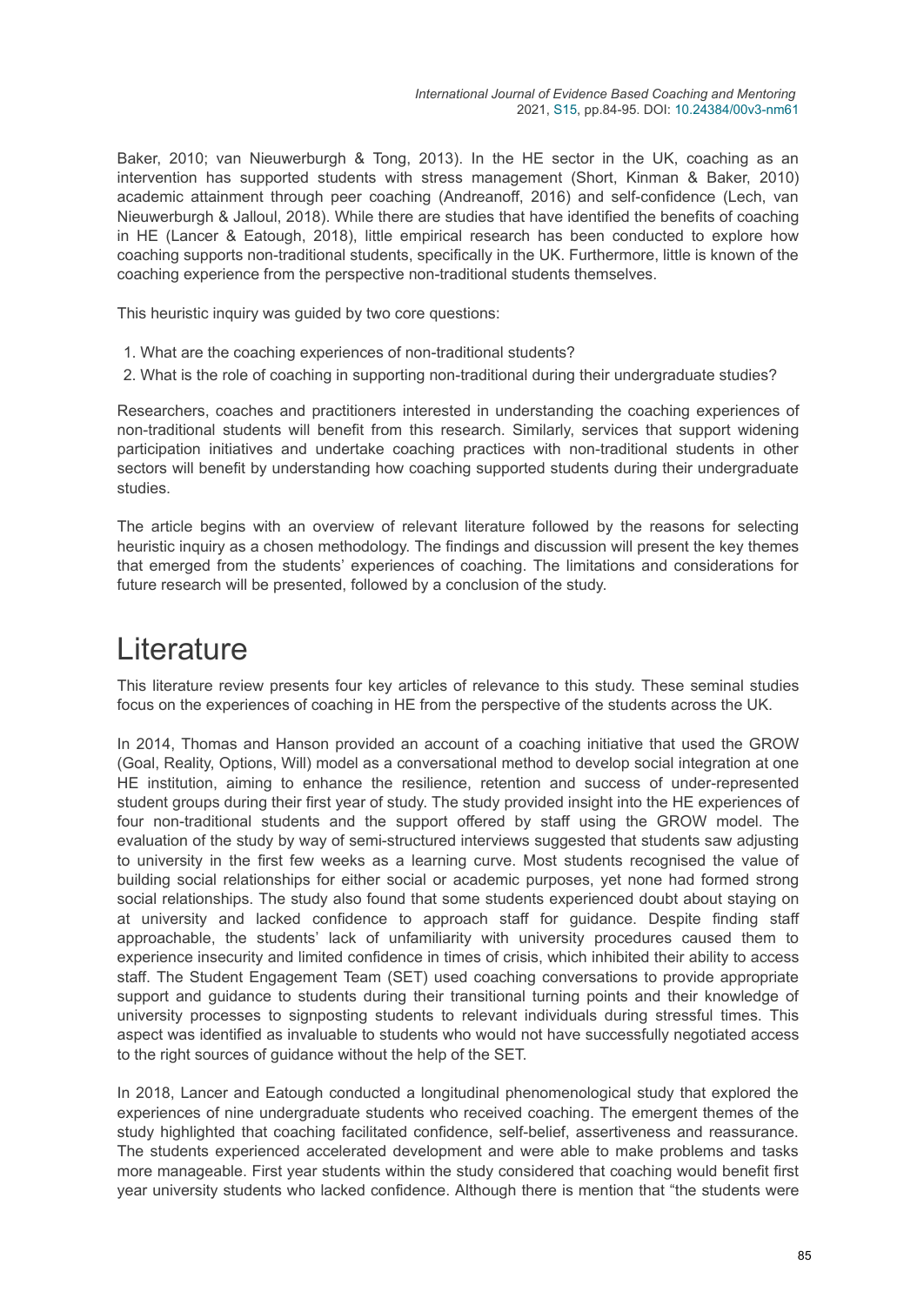Baker, 2010; van Nieuwerburgh & Tong, 2013). In the HE sector in the UK, coaching as an intervention has supported students with stress management (Short, Kinman & Baker, 2010) academic attainment through peer coaching (Andreanoff, 2016) and self-confidence (Lech, van Nieuwerburgh & Jalloul, 2018). While there are studies that have identified the benefits of coaching in HE (Lancer & Eatough, 2018), little empirical research has been conducted to explore how coaching supports non-traditional students, specifically in the UK. Furthermore, little is known of the coaching experience from the perspective non-traditional students themselves.

This heuristic inquiry was guided by two core questions:

1. What are the coaching experiences of non-traditional students?
2. What is the role of coaching in supporting non-traditional during their undergraduate studies?

Researchers, coaches and practitioners interested in understanding the coaching experiences of non-traditional students will benefit from this research. Similarly, services that support widening participation initiatives and undertake coaching practices with non-traditional students in other sectors will benefit by understanding how coaching supported students during their undergraduate studies.

The article begins with an overview of relevant literature followed by the reasons for selecting heuristic inquiry as a chosen methodology. The findings and discussion will present the key themes that emerged from the students' experiences of coaching. The limitations and considerations for future research will be presented, followed by a conclusion of the study.

# Literature

This literature review presents four key articles of relevance to this study. These seminal studies focus on the experiences of coaching in HE from the perspective of the students across the UK.

In 2014, Thomas and Hanson provided an account of a coaching initiative that used the GROW (Goal, Reality, Options, Will) model as a conversational method to develop social integration at one HE institution, aiming to enhance the resilience, retention and success of under-represented student groups during their first year of study. The study provided insight into the HE experiences of four non-traditional students and the support offered by staff using the GROW model. The evaluation of the study by way of semi-structured interviews suggested that students saw adjusting to university in the first few weeks as a learning curve. Most students recognised the value of building social relationships for either social or academic purposes, yet none had formed strong social relationships. The study also found that some students experienced doubt about staying on at university and lacked confidence to approach staff for guidance. Despite finding staff approachable, the students' lack of unfamiliarity with university procedures caused them to experience insecurity and limited confidence in times of crisis, which inhibited their ability to access staff. The Student Engagement Team (SET) used coaching conversations to provide appropriate support and guidance to students during their transitional turning points and their knowledge of university processes to signposting students to relevant individuals during stressful times. This aspect was identified as invaluable to students who would not have successfully negotiated access to the right sources of guidance without the help of the SET.

In 2018, Lancer and Eatough conducted a longitudinal phenomenological study that explored the experiences of nine undergraduate students who received coaching. The emergent themes of the study highlighted that coaching facilitated confidence, self-belief, assertiveness and reassurance. The students experienced accelerated development and were able to make problems and tasks more manageable. First year students within the study considered that coaching would benefit first year university students who lacked confidence. Although there is mention that "the students were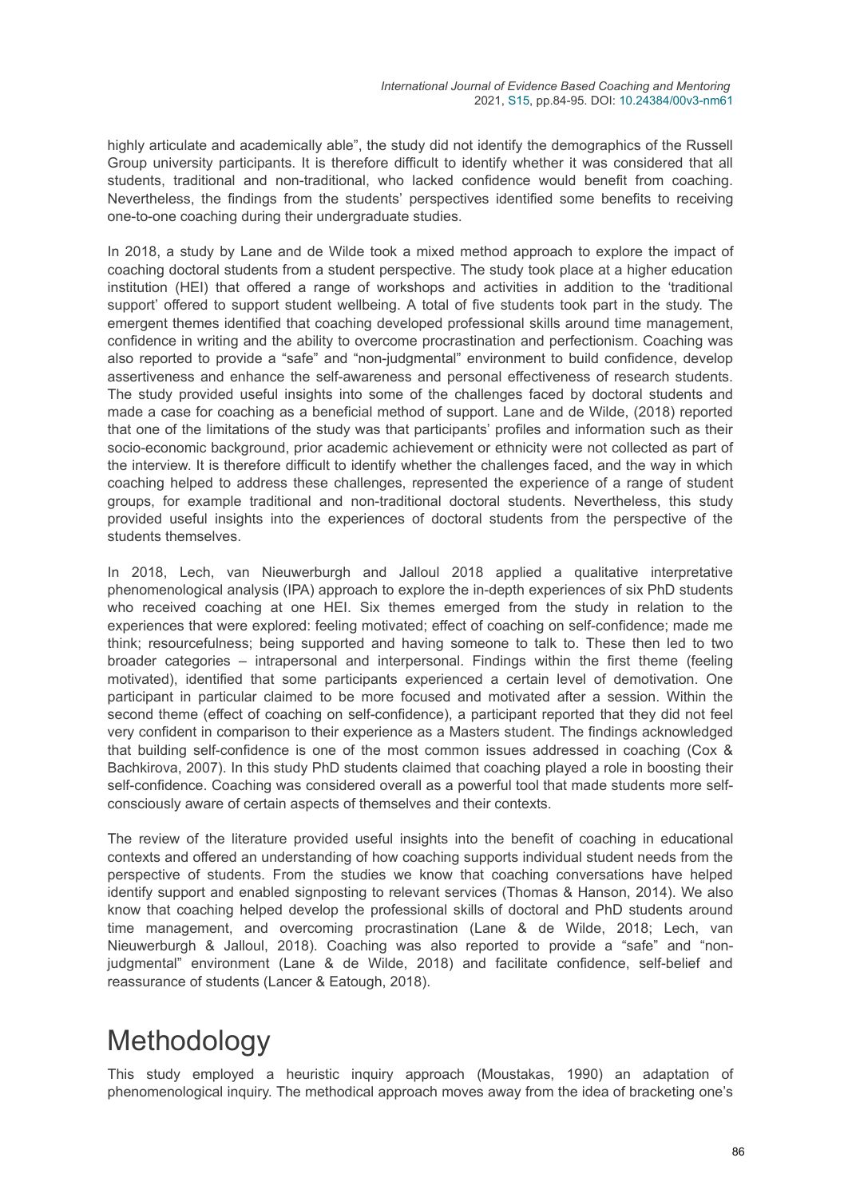highly articulate and academically able", the study did not identify the demographics of the Russell Group university participants. It is therefore difficult to identify whether it was considered that all students, traditional and non-traditional, who lacked confidence would benefit from coaching. Nevertheless, the findings from the students' perspectives identified some benefits to receiving one-to-one coaching during their undergraduate studies.

In 2018, a study by Lane and de Wilde took a mixed method approach to explore the impact of coaching doctoral students from a student perspective. The study took place at a higher education institution (HEI) that offered a range of workshops and activities in addition to the 'traditional support' offered to support student wellbeing. A total of five students took part in the study. The emergent themes identified that coaching developed professional skills around time management, confidence in writing and the ability to overcome procrastination and perfectionism. Coaching was also reported to provide a "safe" and "non-judgmental" environment to build confidence, develop assertiveness and enhance the self-awareness and personal effectiveness of research students. The study provided useful insights into some of the challenges faced by doctoral students and made a case for coaching as a beneficial method of support. Lane and de Wilde, (2018) reported that one of the limitations of the study was that participants' profiles and information such as their socio-economic background, prior academic achievement or ethnicity were not collected as part of the interview. It is therefore difficult to identify whether the challenges faced, and the way in which coaching helped to address these challenges, represented the experience of a range of student groups, for example traditional and non-traditional doctoral students. Nevertheless, this study provided useful insights into the experiences of doctoral students from the perspective of the students themselves.

In 2018, Lech, van Nieuwerburgh and Jalloul 2018 applied a qualitative interpretative phenomenological analysis (IPA) approach to explore the in-depth experiences of six PhD students who received coaching at one HEI. Six themes emerged from the study in relation to the experiences that were explored: feeling motivated; effect of coaching on self-confidence; made me think; resourcefulness; being supported and having someone to talk to. These then led to two broader categories – intrapersonal and interpersonal. Findings within the first theme (feeling motivated), identified that some participants experienced a certain level of demotivation. One participant in particular claimed to be more focused and motivated after a session. Within the second theme (effect of coaching on self-confidence), a participant reported that they did not feel very confident in comparison to their experience as a Masters student. The findings acknowledged that building self-confidence is one of the most common issues addressed in coaching (Cox & Bachkirova, 2007). In this study PhD students claimed that coaching played a role in boosting their self-confidence. Coaching was considered overall as a powerful tool that made students more self-consciously aware of certain aspects of themselves and their contexts.

The review of the literature provided useful insights into the benefit of coaching in educational contexts and offered an understanding of how coaching supports individual student needs from the perspective of students. From the studies we know that coaching conversations have helped identify support and enabled signposting to relevant services (Thomas & Hanson, 2014). We also know that coaching helped develop the professional skills of doctoral and PhD students around time management, and overcoming procrastination (Lane & de Wilde, 2018; Lech, van Nieuwerburgh & Jalloul, 2018). Coaching was also reported to provide a "safe" and "non-judgmental" environment (Lane & de Wilde, 2018) and facilitate confidence, self-belief and reassurance of students (Lancer & Eatough, 2018).

# Methodology

This study employed a heuristic inquiry approach (Moustakas, 1990) an adaptation of phenomenological inquiry. The methodical approach moves away from the idea of bracketing one's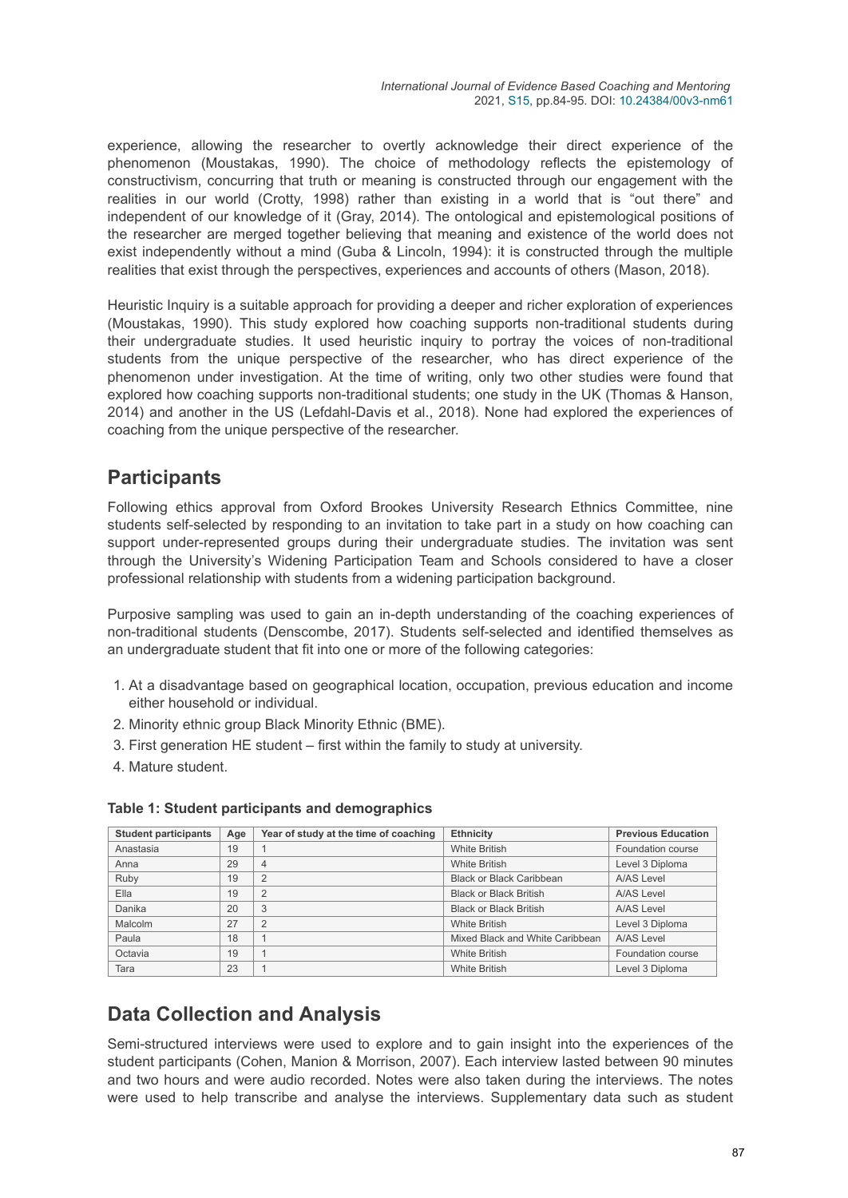experience, allowing the researcher to overtly acknowledge their direct experience of the phenomenon (Moustakas, 1990). The choice of methodology reflects the epistemology of constructivism, concurring that truth or meaning is constructed through our engagement with the realities in our world (Crotty, 1998) rather than existing in a world that is "out there" and independent of our knowledge of it (Gray, 2014). The ontological and epistemological positions of the researcher are merged together believing that meaning and existence of the world does not exist independently without a mind (Guba & Lincoln, 1994): it is constructed through the multiple realities that exist through the perspectives, experiences and accounts of others (Mason, 2018).

Heuristic Inquiry is a suitable approach for providing a deeper and richer exploration of experiences (Moustakas, 1990). This study explored how coaching supports non-traditional students during their undergraduate studies. It used heuristic inquiry to portray the voices of non-traditional students from the unique perspective of the researcher, who has direct experience of the phenomenon under investigation. At the time of writing, only two other studies were found that explored how coaching supports non-traditional students; one study in the UK (Thomas & Hanson, 2014) and another in the US (Lefdahl-Davis et al., 2018). None had explored the experiences of coaching from the unique perspective of the researcher.

## Participants

Following ethics approval from Oxford Brookes University Research Ethnics Committee, nine students self-selected by responding to an invitation to take part in a study on how coaching can support under-represented groups during their undergraduate studies. The invitation was sent through the University's Widening Participation Team and Schools considered to have a closer professional relationship with students from a widening participation background.

Purposive sampling was used to gain an in-depth understanding of the coaching experiences of non-traditional students (Denscombe, 2017). Students self-selected and identified themselves as an undergraduate student that fit into one or more of the following categories:

1. At a disadvantage based on geographical location, occupation, previous education and income either household or individual.
2. Minority ethnic group Black Minority Ethnic (BME).
3. First generation HE student – first within the family to study at university.
4. Mature student.

**Table 1: Student participants and demographics**

| Student participants | Age | Year of study at the time of coaching | Ethnicity | Previous Education |
|---|---|---|---|---|
| Anastasia | 19 | 1 | White British | Foundation course |
| Anna | 29 | 4 | White British | Level 3 Diploma |
| Ruby | 19 | 2 | Black or Black Caribbean | A/AS Level |
| Ella | 19 | 2 | Black or Black British | A/AS Level |
| Danika | 20 | 3 | Black or Black British | A/AS Level |
| Malcolm | 27 | 2 | White British | Level 3 Diploma |
| Paula | 18 | 1 | Mixed Black and White Caribbean | A/AS Level |
| Octavia | 19 | 1 | White British | Foundation course |
| Tara | 23 | 1 | White British | Level 3 Diploma |

## Data Collection and Analysis

Semi-structured interviews were used to explore and to gain insight into the experiences of the student participants (Cohen, Manion & Morrison, 2007). Each interview lasted between 90 minutes and two hours and were audio recorded. Notes were also taken during the interviews. The notes were used to help transcribe and analyse the interviews. Supplementary data such as student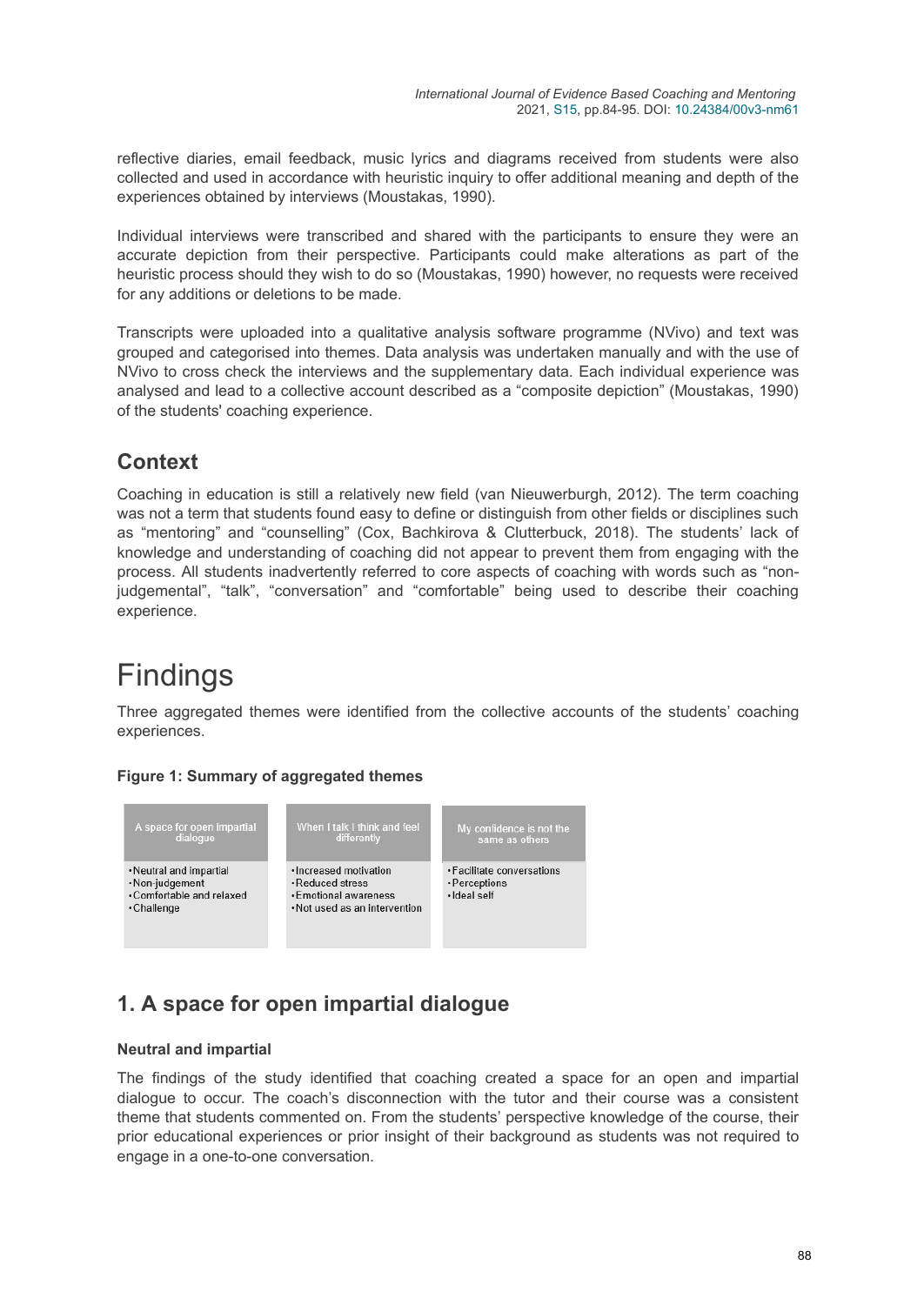reflective diaries, email feedback, music lyrics and diagrams received from students were also collected and used in accordance with heuristic inquiry to offer additional meaning and depth of the experiences obtained by interviews (Moustakas, 1990).

Individual interviews were transcribed and shared with the participants to ensure they were an accurate depiction from their perspective. Participants could make alterations as part of the heuristic process should they wish to do so (Moustakas, 1990) however, no requests were received for any additions or deletions to be made.

Transcripts were uploaded into a qualitative analysis software programme (NVivo) and text was grouped and categorised into themes. Data analysis was undertaken manually and with the use of NVivo to cross check the interviews and the supplementary data. Each individual experience was analysed and lead to a collective account described as a "composite depiction" (Moustakas, 1990) of the students' coaching experience.

## Context

Coaching in education is still a relatively new field (van Nieuwerburgh, 2012). The term coaching was not a term that students found easy to define or distinguish from other fields or disciplines such as "mentoring" and "counselling" (Cox, Bachkirova & Clutterbuck, 2018). The students' lack of knowledge and understanding of coaching did not appear to prevent them from engaging with the process. All students inadvertently referred to core aspects of coaching with words such as "non-judgemental", "talk", "conversation" and "comfortable" being used to describe their coaching experience.

# Findings

Three aggregated themes were identified from the collective accounts of the students' coaching experiences.

**Figure 1: Summary of aggregated themes**

| A space for open impartial dialogue | When I talk I think and feel differently | My confidence is not the same as others |
|---|---|---|
| • Neutral and impartial<br>• Non-judgement<br>• Comfortable and relaxed<br>• Challenge | • Increased motivation<br>• Reduced stress<br>• Emotional awareness<br>• Not used as an intervention | • Facilitate conversations<br>• Perceptions<br>• Ideal self |

## 1. A space for open impartial dialogue

### Neutral and impartial

The findings of the study identified that coaching created a space for an open and impartial dialogue to occur. The coach's disconnection with the tutor and their course was a consistent theme that students commented on. From the students' perspective knowledge of the course, their prior educational experiences or prior insight of their background as students was not required to engage in a one-to-one conversation.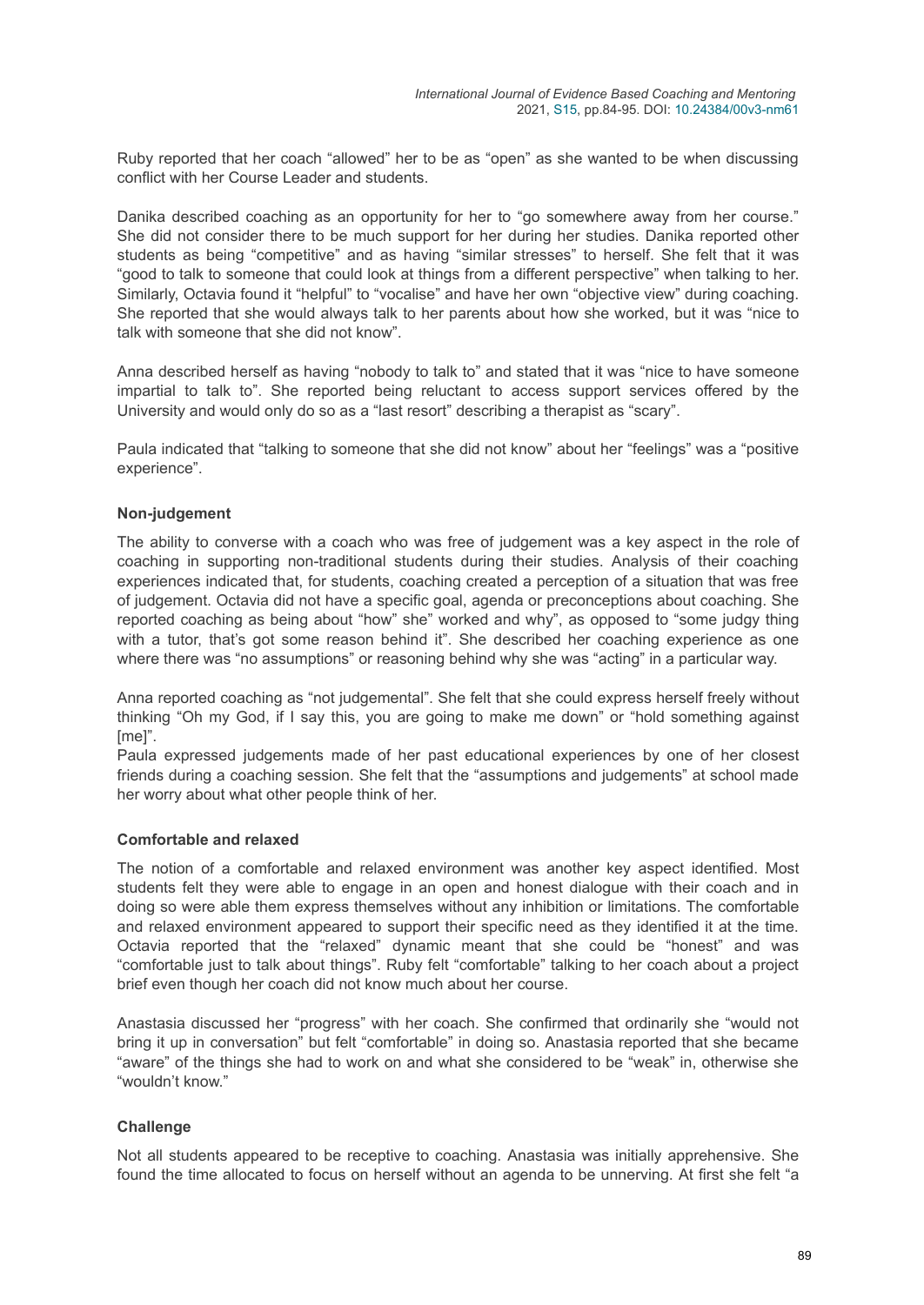Ruby reported that her coach "allowed" her to be as "open" as she wanted to be when discussing conflict with her Course Leader and students.

Danika described coaching as an opportunity for her to "go somewhere away from her course." She did not consider there to be much support for her during her studies. Danika reported other students as being "competitive" and as having "similar stresses" to herself. She felt that it was "good to talk to someone that could look at things from a different perspective" when talking to her. Similarly, Octavia found it "helpful" to "vocalise" and have her own "objective view" during coaching. She reported that she would always talk to her parents about how she worked, but it was "nice to talk with someone that she did not know".

Anna described herself as having "nobody to talk to" and stated that it was "nice to have someone impartial to talk to". She reported being reluctant to access support services offered by the University and would only do so as a "last resort" describing a therapist as "scary".

Paula indicated that "talking to someone that she did not know" about her "feelings" was a "positive experience".

### Non-judgement

The ability to converse with a coach who was free of judgement was a key aspect in the role of coaching in supporting non-traditional students during their studies. Analysis of their coaching experiences indicated that, for students, coaching created a perception of a situation that was free of judgement. Octavia did not have a specific goal, agenda or preconceptions about coaching. She reported coaching as being about "how" she" worked and why", as opposed to "some judgy thing with a tutor, that's got some reason behind it". She described her coaching experience as one where there was "no assumptions" or reasoning behind why she was "acting" in a particular way.

Anna reported coaching as "not judgemental". She felt that she could express herself freely without thinking "Oh my God, if I say this, you are going to make me down" or "hold something against [me]".

Paula expressed judgements made of her past educational experiences by one of her closest friends during a coaching session. She felt that the "assumptions and judgements" at school made her worry about what other people think of her.

### Comfortable and relaxed

The notion of a comfortable and relaxed environment was another key aspect identified. Most students felt they were able to engage in an open and honest dialogue with their coach and in doing so were able them express themselves without any inhibition or limitations. The comfortable and relaxed environment appeared to support their specific need as they identified it at the time. Octavia reported that the "relaxed" dynamic meant that she could be "honest" and was "comfortable just to talk about things". Ruby felt "comfortable" talking to her coach about a project brief even though her coach did not know much about her course.

Anastasia discussed her "progress" with her coach. She confirmed that ordinarily she "would not bring it up in conversation" but felt "comfortable" in doing so. Anastasia reported that she became "aware" of the things she had to work on and what she considered to be "weak" in, otherwise she "wouldn't know."

### Challenge

Not all students appeared to be receptive to coaching. Anastasia was initially apprehensive. She found the time allocated to focus on herself without an agenda to be unnerving. At first she felt "a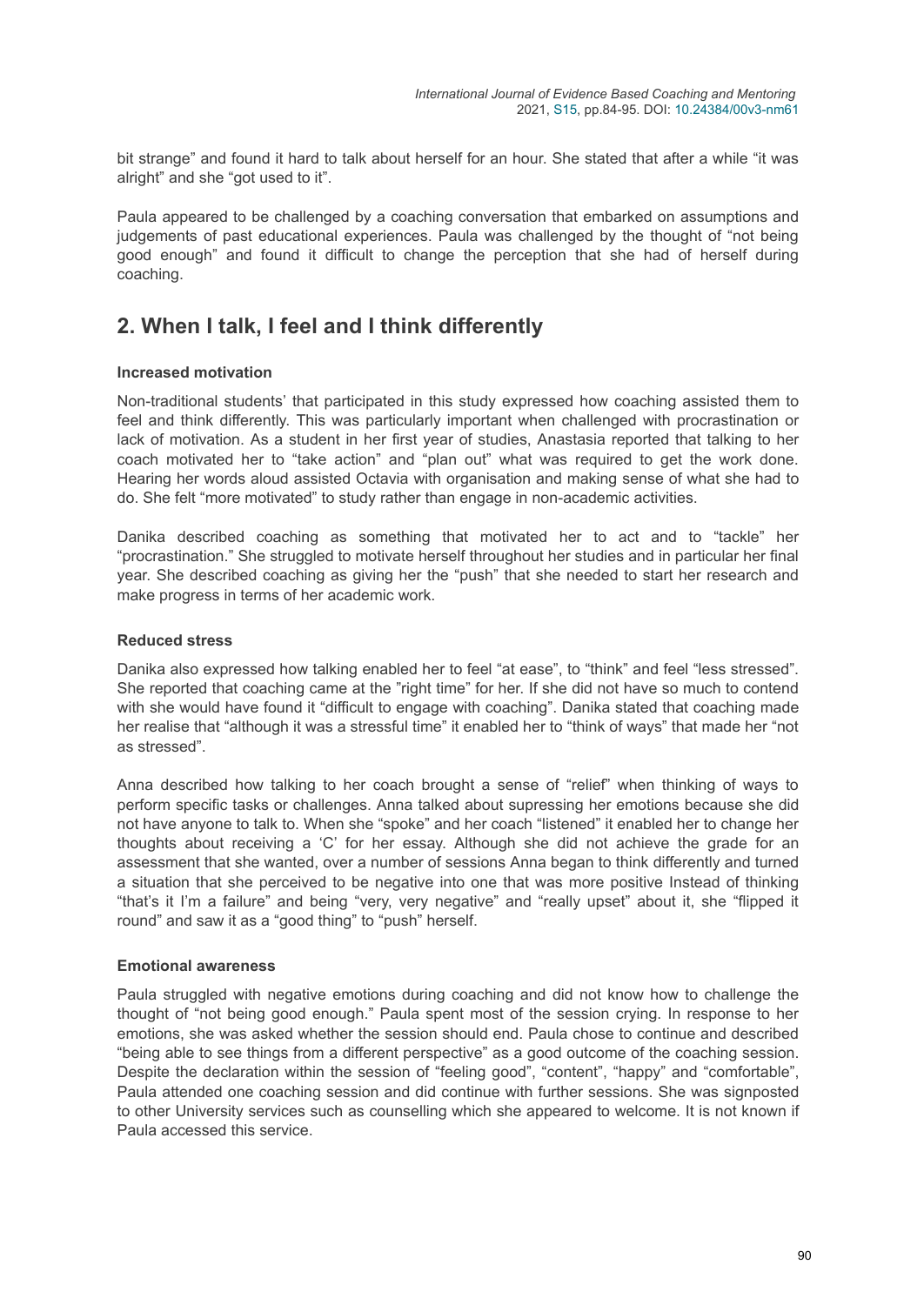bit strange" and found it hard to talk about herself for an hour. She stated that after a while "it was alright" and she "got used to it".

Paula appeared to be challenged by a coaching conversation that embarked on assumptions and judgements of past educational experiences. Paula was challenged by the thought of "not being good enough" and found it difficult to change the perception that she had of herself during coaching.

## 2. When I talk, I feel and I think differently

### Increased motivation

Non-traditional students' that participated in this study expressed how coaching assisted them to feel and think differently. This was particularly important when challenged with procrastination or lack of motivation. As a student in her first year of studies, Anastasia reported that talking to her coach motivated her to "take action" and "plan out" what was required to get the work done. Hearing her words aloud assisted Octavia with organisation and making sense of what she had to do. She felt "more motivated" to study rather than engage in non-academic activities.

Danika described coaching as something that motivated her to act and to "tackle" her "procrastination." She struggled to motivate herself throughout her studies and in particular her final year. She described coaching as giving her the "push" that she needed to start her research and make progress in terms of her academic work.

### Reduced stress

Danika also expressed how talking enabled her to feel "at ease", to "think" and feel "less stressed". She reported that coaching came at the "right time" for her. If she did not have so much to contend with she would have found it "difficult to engage with coaching". Danika stated that coaching made her realise that "although it was a stressful time" it enabled her to "think of ways" that made her "not as stressed".

Anna described how talking to her coach brought a sense of "relief" when thinking of ways to perform specific tasks or challenges. Anna talked about supressing her emotions because she did not have anyone to talk to. When she "spoke" and her coach "listened" it enabled her to change her thoughts about receiving a 'C' for her essay. Although she did not achieve the grade for an assessment that she wanted, over a number of sessions Anna began to think differently and turned a situation that she perceived to be negative into one that was more positive Instead of thinking "that's it I'm a failure" and being "very, very negative" and "really upset" about it, she "flipped it round" and saw it as a "good thing" to "push" herself.

### Emotional awareness

Paula struggled with negative emotions during coaching and did not know how to challenge the thought of "not being good enough." Paula spent most of the session crying. In response to her emotions, she was asked whether the session should end. Paula chose to continue and described "being able to see things from a different perspective" as a good outcome of the coaching session. Despite the declaration within the session of "feeling good", "content", "happy" and "comfortable", Paula attended one coaching session and did continue with further sessions. She was signposted to other University services such as counselling which she appeared to welcome. It is not known if Paula accessed this service.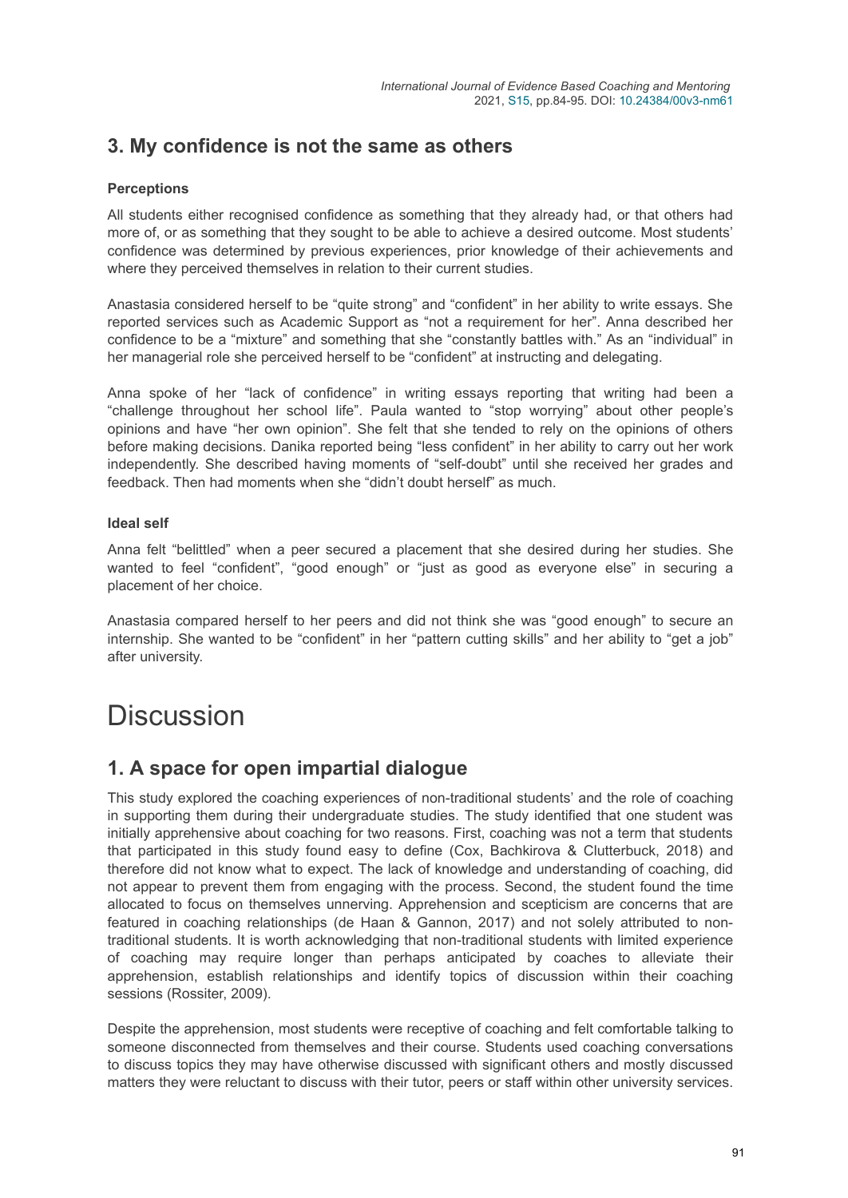## 3. My confidence is not the same as others

### Perceptions

All students either recognised confidence as something that they already had, or that others had more of, or as something that they sought to be able to achieve a desired outcome. Most students' confidence was determined by previous experiences, prior knowledge of their achievements and where they perceived themselves in relation to their current studies.

Anastasia considered herself to be "quite strong" and "confident" in her ability to write essays. She reported services such as Academic Support as "not a requirement for her". Anna described her confidence to be a "mixture" and something that she "constantly battles with." As an "individual" in her managerial role she perceived herself to be "confident" at instructing and delegating.

Anna spoke of her "lack of confidence" in writing essays reporting that writing had been a "challenge throughout her school life". Paula wanted to "stop worrying" about other people's opinions and have "her own opinion". She felt that she tended to rely on the opinions of others before making decisions. Danika reported being "less confident" in her ability to carry out her work independently. She described having moments of "self-doubt" until she received her grades and feedback. Then had moments when she "didn't doubt herself" as much.

### Ideal self

Anna felt "belittled" when a peer secured a placement that she desired during her studies. She wanted to feel "confident", "good enough" or "just as good as everyone else" in securing a placement of her choice.

Anastasia compared herself to her peers and did not think she was "good enough" to secure an internship. She wanted to be "confident" in her "pattern cutting skills" and her ability to "get a job" after university.

# Discussion

## 1. A space for open impartial dialogue

This study explored the coaching experiences of non-traditional students' and the role of coaching in supporting them during their undergraduate studies. The study identified that one student was initially apprehensive about coaching for two reasons. First, coaching was not a term that students that participated in this study found easy to define (Cox, Bachkirova & Clutterbuck, 2018) and therefore did not know what to expect. The lack of knowledge and understanding of coaching, did not appear to prevent them from engaging with the process. Second, the student found the time allocated to focus on themselves unnerving. Apprehension and scepticism are concerns that are featured in coaching relationships (de Haan & Gannon, 2017) and not solely attributed to non-traditional students. It is worth acknowledging that non-traditional students with limited experience of coaching may require longer than perhaps anticipated by coaches to alleviate their apprehension, establish relationships and identify topics of discussion within their coaching sessions (Rossiter, 2009).

Despite the apprehension, most students were receptive of coaching and felt comfortable talking to someone disconnected from themselves and their course. Students used coaching conversations to discuss topics they may have otherwise discussed with significant others and mostly discussed matters they were reluctant to discuss with their tutor, peers or staff within other university services.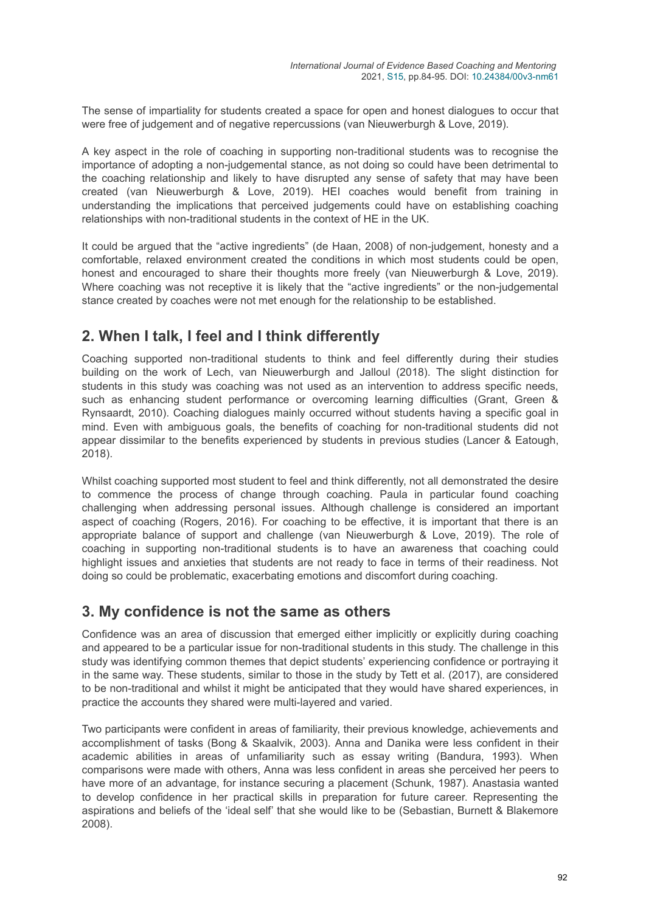The sense of impartiality for students created a space for open and honest dialogues to occur that were free of judgement and of negative repercussions (van Nieuwerburgh & Love, 2019).

A key aspect in the role of coaching in supporting non-traditional students was to recognise the importance of adopting a non-judgemental stance, as not doing so could have been detrimental to the coaching relationship and likely to have disrupted any sense of safety that may have been created (van Nieuwerburgh & Love, 2019). HEI coaches would benefit from training in understanding the implications that perceived judgements could have on establishing coaching relationships with non-traditional students in the context of HE in the UK.

It could be argued that the "active ingredients" (de Haan, 2008) of non-judgement, honesty and a comfortable, relaxed environment created the conditions in which most students could be open, honest and encouraged to share their thoughts more freely (van Nieuwerburgh & Love, 2019). Where coaching was not receptive it is likely that the "active ingredients" or the non-judgemental stance created by coaches were not met enough for the relationship to be established.

## 2. When I talk, I feel and I think differently

Coaching supported non-traditional students to think and feel differently during their studies building on the work of Lech, van Nieuwerburgh and Jalloul (2018). The slight distinction for students in this study was coaching was not used as an intervention to address specific needs, such as enhancing student performance or overcoming learning difficulties (Grant, Green & Rynsaardt, 2010). Coaching dialogues mainly occurred without students having a specific goal in mind. Even with ambiguous goals, the benefits of coaching for non-traditional students did not appear dissimilar to the benefits experienced by students in previous studies (Lancer & Eatough, 2018).

Whilst coaching supported most student to feel and think differently, not all demonstrated the desire to commence the process of change through coaching. Paula in particular found coaching challenging when addressing personal issues. Although challenge is considered an important aspect of coaching (Rogers, 2016). For coaching to be effective, it is important that there is an appropriate balance of support and challenge (van Nieuwerburgh & Love, 2019). The role of coaching in supporting non-traditional students is to have an awareness that coaching could highlight issues and anxieties that students are not ready to face in terms of their readiness. Not doing so could be problematic, exacerbating emotions and discomfort during coaching.

## 3. My confidence is not the same as others

Confidence was an area of discussion that emerged either implicitly or explicitly during coaching and appeared to be a particular issue for non-traditional students in this study. The challenge in this study was identifying common themes that depict students' experiencing confidence or portraying it in the same way. These students, similar to those in the study by Tett et al. (2017), are considered to be non-traditional and whilst it might be anticipated that they would have shared experiences, in practice the accounts they shared were multi-layered and varied.

Two participants were confident in areas of familiarity, their previous knowledge, achievements and accomplishment of tasks (Bong & Skaalvik, 2003). Anna and Danika were less confident in their academic abilities in areas of unfamiliarity such as essay writing (Bandura, 1993). When comparisons were made with others, Anna was less confident in areas she perceived her peers to have more of an advantage, for instance securing a placement (Schunk, 1987). Anastasia wanted to develop confidence in her practical skills in preparation for future career. Representing the aspirations and beliefs of the 'ideal self' that she would like to be (Sebastian, Burnett & Blakemore 2008).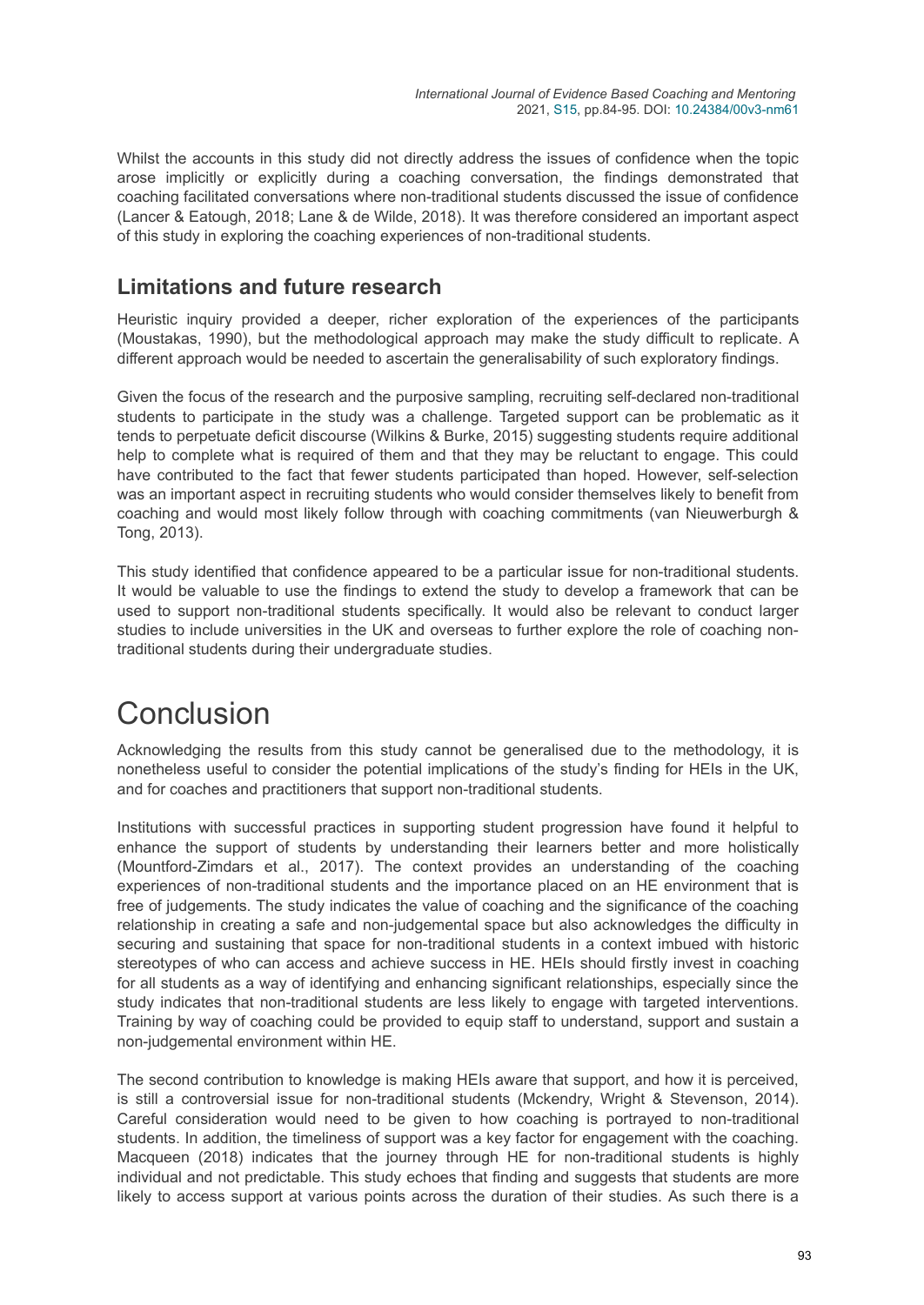Whilst the accounts in this study did not directly address the issues of confidence when the topic arose implicitly or explicitly during a coaching conversation, the findings demonstrated that coaching facilitated conversations where non-traditional students discussed the issue of confidence (Lancer & Eatough, 2018; Lane & de Wilde, 2018). It was therefore considered an important aspect of this study in exploring the coaching experiences of non-traditional students.

## Limitations and future research

Heuristic inquiry provided a deeper, richer exploration of the experiences of the participants (Moustakas, 1990), but the methodological approach may make the study difficult to replicate. A different approach would be needed to ascertain the generalisability of such exploratory findings.

Given the focus of the research and the purposive sampling, recruiting self-declared non-traditional students to participate in the study was a challenge. Targeted support can be problematic as it tends to perpetuate deficit discourse (Wilkins & Burke, 2015) suggesting students require additional help to complete what is required of them and that they may be reluctant to engage. This could have contributed to the fact that fewer students participated than hoped. However, self-selection was an important aspect in recruiting students who would consider themselves likely to benefit from coaching and would most likely follow through with coaching commitments (van Nieuwerburgh & Tong, 2013).

This study identified that confidence appeared to be a particular issue for non-traditional students. It would be valuable to use the findings to extend the study to develop a framework that can be used to support non-traditional students specifically. It would also be relevant to conduct larger studies to include universities in the UK and overseas to further explore the role of coaching non-traditional students during their undergraduate studies.

# Conclusion

Acknowledging the results from this study cannot be generalised due to the methodology, it is nonetheless useful to consider the potential implications of the study's finding for HEIs in the UK, and for coaches and practitioners that support non-traditional students.

Institutions with successful practices in supporting student progression have found it helpful to enhance the support of students by understanding their learners better and more holistically (Mountford-Zimdars et al., 2017). The context provides an understanding of the coaching experiences of non-traditional students and the importance placed on an HE environment that is free of judgements. The study indicates the value of coaching and the significance of the coaching relationship in creating a safe and non-judgemental space but also acknowledges the difficulty in securing and sustaining that space for non-traditional students in a context imbued with historic stereotypes of who can access and achieve success in HE. HEIs should firstly invest in coaching for all students as a way of identifying and enhancing significant relationships, especially since the study indicates that non-traditional students are less likely to engage with targeted interventions. Training by way of coaching could be provided to equip staff to understand, support and sustain a non-judgemental environment within HE.

The second contribution to knowledge is making HEIs aware that support, and how it is perceived, is still a controversial issue for non-traditional students (Mckendry, Wright & Stevenson, 2014). Careful consideration would need to be given to how coaching is portrayed to non-traditional students. In addition, the timeliness of support was a key factor for engagement with the coaching. Macqueen (2018) indicates that the journey through HE for non-traditional students is highly individual and not predictable. This study echoes that finding and suggests that students are more likely to access support at various points across the duration of their studies. As such there is a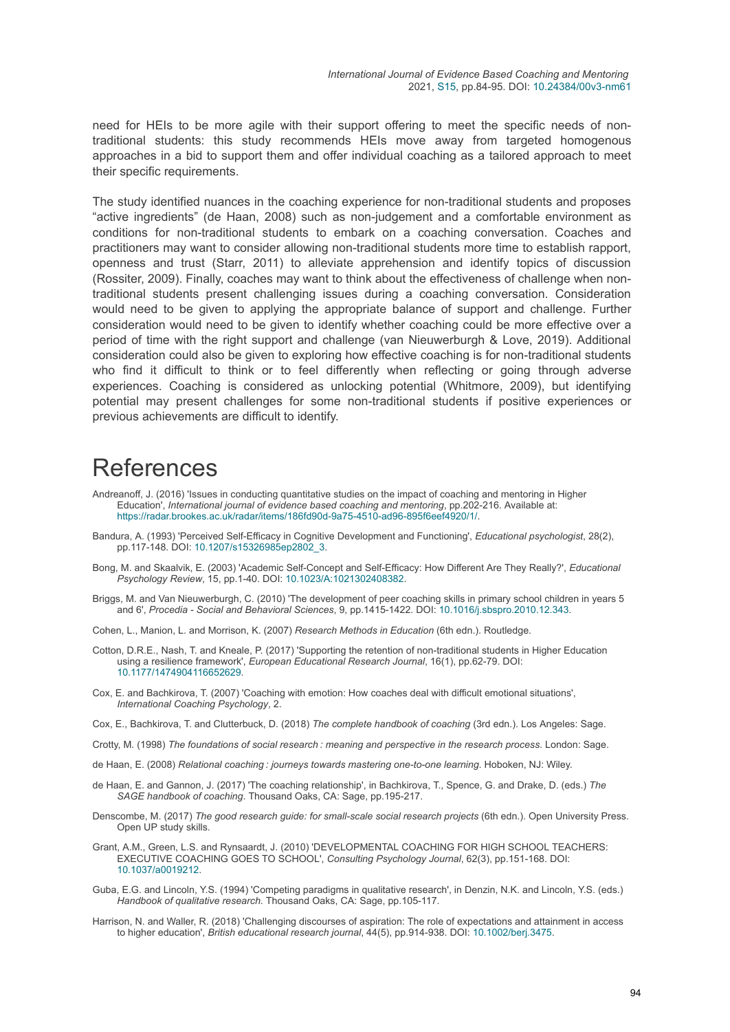need for HEIs to be more agile with their support offering to meet the specific needs of non-traditional students: this study recommends HEIs move away from targeted homogenous approaches in a bid to support them and offer individual coaching as a tailored approach to meet their specific requirements.

The study identified nuances in the coaching experience for non-traditional students and proposes "active ingredients" (de Haan, 2008) such as non-judgement and a comfortable environment as conditions for non-traditional students to embark on a coaching conversation. Coaches and practitioners may want to consider allowing non-traditional students more time to establish rapport, openness and trust (Starr, 2011) to alleviate apprehension and identify topics of discussion (Rossiter, 2009). Finally, coaches may want to think about the effectiveness of challenge when non-traditional students present challenging issues during a coaching conversation. Consideration would need to be given to applying the appropriate balance of support and challenge. Further consideration would need to be given to identify whether coaching could be more effective over a period of time with the right support and challenge (van Nieuwerburgh & Love, 2019). Additional consideration could also be given to exploring how effective coaching is for non-traditional students who find it difficult to think or to feel differently when reflecting or going through adverse experiences. Coaching is considered as unlocking potential (Whitmore, 2009), but identifying potential may present challenges for some non-traditional students if positive experiences or previous achievements are difficult to identify.

# References

Andreanoff, J. (2016) 'Issues in conducting quantitative studies on the impact of coaching and mentoring in Higher Education', *International journal of evidence based coaching and mentoring*, pp.202-216. Available at: https://radar.brookes.ac.uk/radar/items/186fd90d-9a75-4510-ad96-895f6eef4920/1/.

Bandura, A. (1993) 'Perceived Self-Efficacy in Cognitive Development and Functioning', *Educational psychologist*, 28(2), pp.117-148. DOI: 10.1207/s15326985ep2802_3.

Bong, M. and Skaalvik, E. (2003) 'Academic Self-Concept and Self-Efficacy: How Different Are They Really?', *Educational Psychology Review*, 15, pp.1-40. DOI: 10.1023/A:1021302408382.

Briggs, M. and Van Nieuwerburgh, C. (2010) 'The development of peer coaching skills in primary school children in years 5 and 6', *Procedia - Social and Behavioral Sciences*, 9, pp.1415-1422. DOI: 10.1016/j.sbspro.2010.12.343.

Cohen, L., Manion, L. and Morrison, K. (2007) *Research Methods in Education* (6th edn.). Routledge.

Cotton, D.R.E., Nash, T. and Kneale, P. (2017) 'Supporting the retention of non-traditional students in Higher Education using a resilience framework', *European Educational Research Journal*, 16(1), pp.62-79. DOI: 10.1177/1474904116652629.

Cox, E. and Bachkirova, T. (2007) 'Coaching with emotion: How coaches deal with difficult emotional situations', *International Coaching Psychology*, 2.

Cox, E., Bachkirova, T. and Clutterbuck, D. (2018) *The complete handbook of coaching* (3rd edn.). Los Angeles: Sage.

Crotty, M. (1998) *The foundations of social research : meaning and perspective in the research process*. London: Sage.

de Haan, E. (2008) *Relational coaching : journeys towards mastering one-to-one learning*. Hoboken, NJ: Wiley.

de Haan, E. and Gannon, J. (2017) 'The coaching relationship', in Bachkirova, T., Spence, G. and Drake, D. (eds.) *The SAGE handbook of coaching*. Thousand Oaks, CA: Sage, pp.195-217.

Denscombe, M. (2017) *The good research guide: for small-scale social research projects* (6th edn.). Open University Press. Open UP study skills.

Grant, A.M., Green, L.S. and Rynsaardt, J. (2010) 'DEVELOPMENTAL COACHING FOR HIGH SCHOOL TEACHERS: EXECUTIVE COACHING GOES TO SCHOOL', *Consulting Psychology Journal*, 62(3), pp.151-168. DOI: 10.1037/a0019212.

Guba, E.G. and Lincoln, Y.S. (1994) 'Competing paradigms in qualitative research', in Denzin, N.K. and Lincoln, Y.S. (eds.) *Handbook of qualitative research*. Thousand Oaks, CA: Sage, pp.105-117.

Harrison, N. and Waller, R. (2018) 'Challenging discourses of aspiration: The role of expectations and attainment in access to higher education', *British educational research journal*, 44(5), pp.914-938. DOI: 10.1002/berj.3475.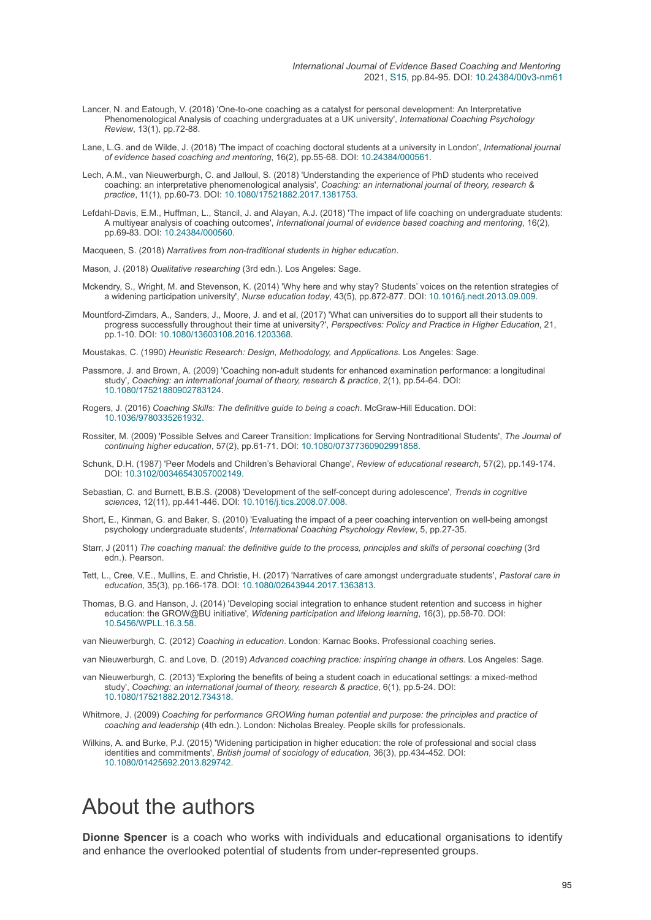Lancer, N. and Eatough, V. (2018) 'One-to-one coaching as a catalyst for personal development: An Interpretative Phenomenological Analysis of coaching undergraduates at a UK university', *International Coaching Psychology Review*, 13(1), pp.72-88.

Lane, L.G. and de Wilde, J. (2018) 'The impact of coaching doctoral students at a university in London', *International journal of evidence based coaching and mentoring*, 16(2), pp.55-68. DOI: 10.24384/000561.

Lech, A.M., van Nieuwerburgh, C. and Jalloul, S. (2018) 'Understanding the experience of PhD students who received coaching: an interpretative phenomenological analysis', *Coaching: an international journal of theory, research & practice*, 11(1), pp.60-73. DOI: 10.1080/17521882.2017.1381753.

Lefdahl-Davis, E.M., Huffman, L., Stancil, J. and Alayan, A.J. (2018) 'The impact of life coaching on undergraduate students: A multiyear analysis of coaching outcomes', *International journal of evidence based coaching and mentoring*, 16(2), pp.69-83. DOI: 10.24384/000560.

Macqueen, S. (2018) *Narratives from non-traditional students in higher education*.

Mason, J. (2018) *Qualitative researching* (3rd edn.). Los Angeles: Sage.

Mckendry, S., Wright, M. and Stevenson, K. (2014) 'Why here and why stay? Students' voices on the retention strategies of a widening participation university', *Nurse education today*, 43(5), pp.872-877. DOI: 10.1016/j.nedt.2013.09.009.

Mountford-Zimdars, A., Sanders, J., Moore, J. and et al, (2017) 'What can universities do to support all their students to progress successfully throughout their time at university?', *Perspectives: Policy and Practice in Higher Education*, 21, pp.1-10. DOI: 10.1080/13603108.2016.1203368.

Moustakas, C. (1990) *Heuristic Research: Design, Methodology, and Applications*. Los Angeles: Sage.

Passmore, J. and Brown, A. (2009) 'Coaching non-adult students for enhanced examination performance: a longitudinal study', *Coaching: an international journal of theory, research & practice*, 2(1), pp.54-64. DOI: 10.1080/17521880902783124.

Rogers, J. (2016) *Coaching Skills: The definitive guide to being a coach*. McGraw-Hill Education. DOI: 10.1036/9780335261932.

Rossiter, M. (2009) 'Possible Selves and Career Transition: Implications for Serving Nontraditional Students', *The Journal of continuing higher education*, 57(2), pp.61-71. DOI: 10.1080/07377360902991858.

Schunk, D.H. (1987) 'Peer Models and Children's Behavioral Change', *Review of educational research*, 57(2), pp.149-174. DOI: 10.3102/00346543057002149.

Sebastian, C. and Burnett, B.B.S. (2008) 'Development of the self-concept during adolescence', *Trends in cognitive sciences*, 12(11), pp.441-446. DOI: 10.1016/j.tics.2008.07.008.

Short, E., Kinman, G. and Baker, S. (2010) 'Evaluating the impact of a peer coaching intervention on well-being amongst psychology undergraduate students', *International Coaching Psychology Review*, 5, pp.27-35.

Starr, J (2011) *The coaching manual: the definitive guide to the process, principles and skills of personal coaching* (3rd edn.). Pearson.

Tett, L., Cree, V.E., Mullins, E. and Christie, H. (2017) 'Narratives of care amongst undergraduate students', *Pastoral care in education*, 35(3), pp.166-178. DOI: 10.1080/02643944.2017.1363813.

Thomas, B.G. and Hanson, J. (2014) 'Developing social integration to enhance student retention and success in higher education: the GROW@BU initiative', *Widening participation and lifelong learning*, 16(3), pp.58-70. DOI: 10.5456/WPLL.16.3.58.

van Nieuwerburgh, C. (2012) *Coaching in education*. London: Karnac Books. Professional coaching series.

van Nieuwerburgh, C. and Love, D. (2019) *Advanced coaching practice: inspiring change in others.* Los Angeles: Sage.

van Nieuwerburgh, C. (2013) 'Exploring the benefits of being a student coach in educational settings: a mixed-method study', *Coaching: an international journal of theory, research & practice*, 6(1), pp.5-24. DOI: 10.1080/17521882.2012.734318.

Whitmore, J. (2009) *Coaching for performance GROWing human potential and purpose: the principles and practice of coaching and leadership* (4th edn.). London: Nicholas Brealey. People skills for professionals.

Wilkins, A. and Burke, P.J. (2015) 'Widening participation in higher education: the role of professional and social class identities and commitments', *British journal of sociology of education*, 36(3), pp.434-452. DOI: 10.1080/01425692.2013.829742.

# About the authors

**Dionne Spencer** is a coach who works with individuals and educational organisations to identify and enhance the overlooked potential of students from under-represented groups.